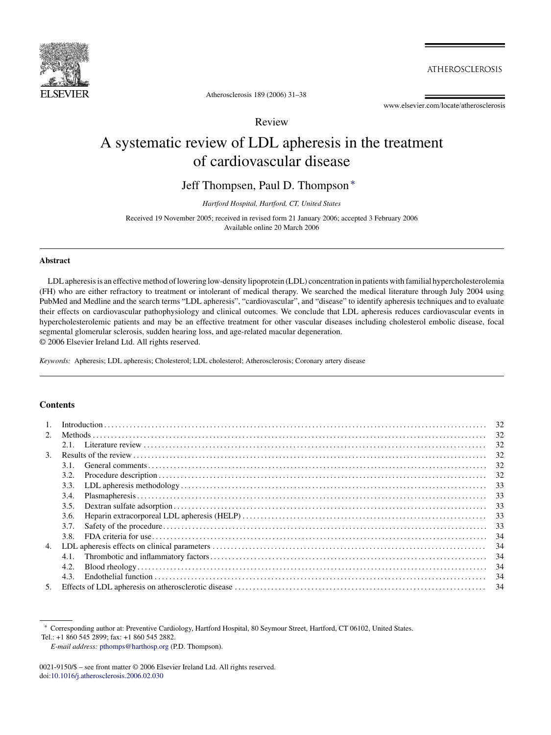Review

# A systematic review of LDL apheresis in the treatment of cardiovascular disease

Jeff Thompsen, Paul D. Thompson *

*Hartford Hospital, Hartford, CT, United States*

Received 19 November 2005; received in revised form 21 January 2006; accepted 3 February 2006
Available online 20 March 2006

## Abstract

LDL apheresis is an effective method of lowering low-density lipoprotein (LDL) concentration in patients with familial hypercholesterolemia (FH) who are either refractory to treatment or intolerant of medical therapy. We searched the medical literature through July 2004 using PubMed and Medline and the search terms "LDL apheresis", "cardiovascular", and "disease" to identify apheresis techniques and to evaluate their effects on cardiovascular pathophysiology and clinical outcomes. We conclude that LDL apheresis reduces cardiovascular events in hypercholesterolemic patients and may be an effective treatment for other vascular diseases including cholesterol embolic disease, focal segmental glomerular sclerosis, sudden hearing loss, and age-related macular degeneration.
© 2006 Elsevier Ireland Ltd. All rights reserved.

*Keywords:* Apheresis; LDL apheresis; Cholesterol; LDL cholesterol; Atherosclerosis; Coronary artery disease

## Contents

1. Introduction ..... 32
2. Methods ..... 32
   - 2.1. Literature review ..... 32
3. Results of the review ..... 32
   - 3.1. General comments ..... 32
   - 3.2. Procedure description ..... 32
   - 3.3. LDL apheresis methodology ..... 33
   - 3.4. Plasmapheresis ..... 33
   - 3.5. Dextran sulfate adsorption ..... 33
   - 3.6. Heparin extracorporeal LDL apheresis (HELP) ..... 33
   - 3.7. Safety of the procedure ..... 33
   - 3.8. FDA criteria for use ..... 34
4. LDL apheresis effects on clinical parameters ..... 34
   - 4.1. Thrombotic and inflammatory factors ..... 34
   - 4.2. Blood rheology ..... 34
   - 4.3. Endothelial function ..... 34
5. Effects of LDL apheresis on atherosclerotic disease ..... 34

---

* Corresponding author at: Preventive Cardiology, Hartford Hospital, 80 Seymour Street, Hartford, CT 06102, United States. Tel.: +1 860 545 2899; fax: +1 860 545 2882.
*E-mail address:* pthomps@harthosp.org (P.D. Thompson).

0021-9150/$ – see front matter © 2006 Elsevier Ireland Ltd. All rights reserved.
doi:10.1016/j.atherosclerosis.2006.02.030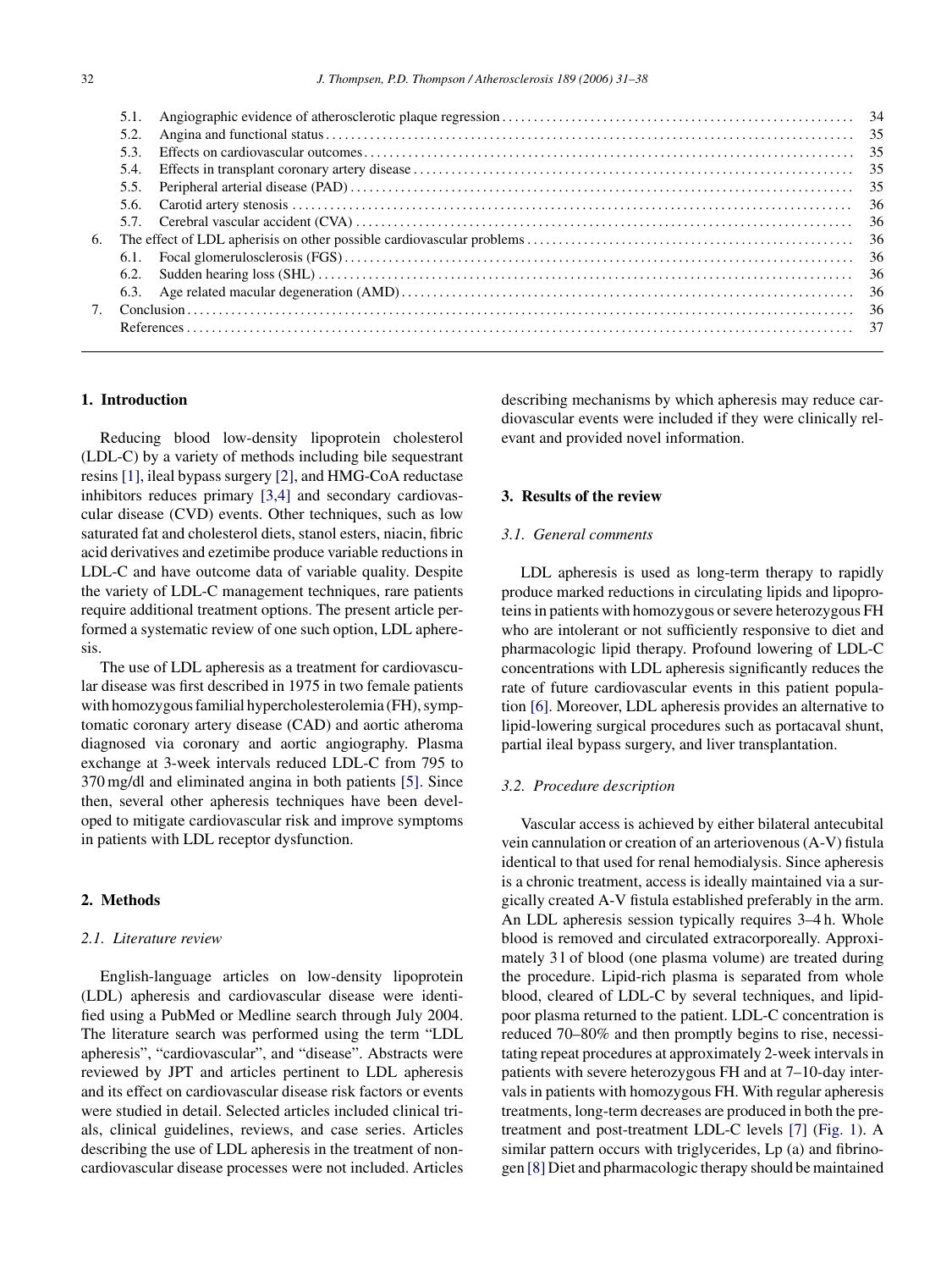5.1. Angiographic evidence of atherosclerotic plaque regression ... 34
5.2. Angina and functional status ... 35
5.3. Effects on cardiovascular outcomes ... 35
5.4. Effects in transplant coronary artery disease ... 35
5.5. Peripheral arterial disease (PAD) ... 35
5.6. Carotid artery stenosis ... 36
5.7. Cerebral vascular accident (CVA) ... 36

6. The effect of LDL apherisis on other possible cardiovascular problems ... 36
6.1. Focal glomerulosclerosis (FGS) ... 36
6.2. Sudden hearing loss (SHL) ... 36
6.3. Age related macular degeneration (AMD) ... 36

7. Conclusion ... 36

References ... 37

## 1. Introduction

Reducing blood low-density lipoprotein cholesterol (LDL-C) by a variety of methods including bile sequestrant resins [1], ileal bypass surgery [2], and HMG-CoA reductase inhibitors reduces primary [3,4] and secondary cardiovascular disease (CVD) events. Other techniques, such as low saturated fat and cholesterol diets, stanol esters, niacin, fibric acid derivatives and ezetimibe produce variable reductions in LDL-C and have outcome data of variable quality. Despite the variety of LDL-C management techniques, rare patients require additional treatment options. The present article performed a systematic review of one such option, LDL apheresis.

The use of LDL apheresis as a treatment for cardiovascular disease was first described in 1975 in two female patients with homozygous familial hypercholesterolemia (FH), symptomatic coronary artery disease (CAD) and aortic atheroma diagnosed via coronary and aortic angiography. Plasma exchange at 3-week intervals reduced LDL-C from 795 to 370 mg/dl and eliminated angina in both patients [5]. Since then, several other apheresis techniques have been developed to mitigate cardiovascular risk and improve symptoms in patients with LDL receptor dysfunction.

## 2. Methods

### 2.1. Literature review

English-language articles on low-density lipoprotein (LDL) apheresis and cardiovascular disease were identified using a PubMed or Medline search through July 2004. The literature search was performed using the term "LDL apheresis", "cardiovascular", and "disease". Abstracts were reviewed by JPT and articles pertinent to LDL apheresis and its effect on cardiovascular disease risk factors or events were studied in detail. Selected articles included clinical trials, clinical guidelines, reviews, and case series. Articles describing the use of LDL apheresis in the treatment of non-cardiovascular disease processes were not included. Articles describing mechanisms by which apheresis may reduce cardiovascular events were included if they were clinically relevant and provided novel information.

## 3. Results of the review

### 3.1. General comments

LDL apheresis is used as long-term therapy to rapidly produce marked reductions in circulating lipids and lipoproteins in patients with homozygous or severe heterozygous FH who are intolerant or not sufficiently responsive to diet and pharmacologic lipid therapy. Profound lowering of LDL-C concentrations with LDL apheresis significantly reduces the rate of future cardiovascular events in this patient population [6]. Moreover, LDL apheresis provides an alternative to lipid-lowering surgical procedures such as portacaval shunt, partial ileal bypass surgery, and liver transplantation.

### 3.2. Procedure description

Vascular access is achieved by either bilateral antecubital vein cannulation or creation of an arteriovenous (A-V) fistula identical to that used for renal hemodialysis. Since apheresis is a chronic treatment, access is ideally maintained via a surgically created A-V fistula established preferably in the arm. An LDL apheresis session typically requires 3–4 h. Whole blood is removed and circulated extracorporeally. Approximately 3 l of blood (one plasma volume) are treated during the procedure. Lipid-rich plasma is separated from whole blood, cleared of LDL-C by several techniques, and lipid-poor plasma returned to the patient. LDL-C concentration is reduced 70–80% and then promptly begins to rise, necessitating repeat procedures at approximately 2-week intervals in patients with severe heterozygous FH and at 7–10-day intervals in patients with homozygous FH. With regular apheresis treatments, long-term decreases are produced in both the pre-treatment and post-treatment LDL-C levels [7] (Fig. 1). A similar pattern occurs with triglycerides, Lp (a) and fibrinogen [8] Diet and pharmacologic therapy should be maintained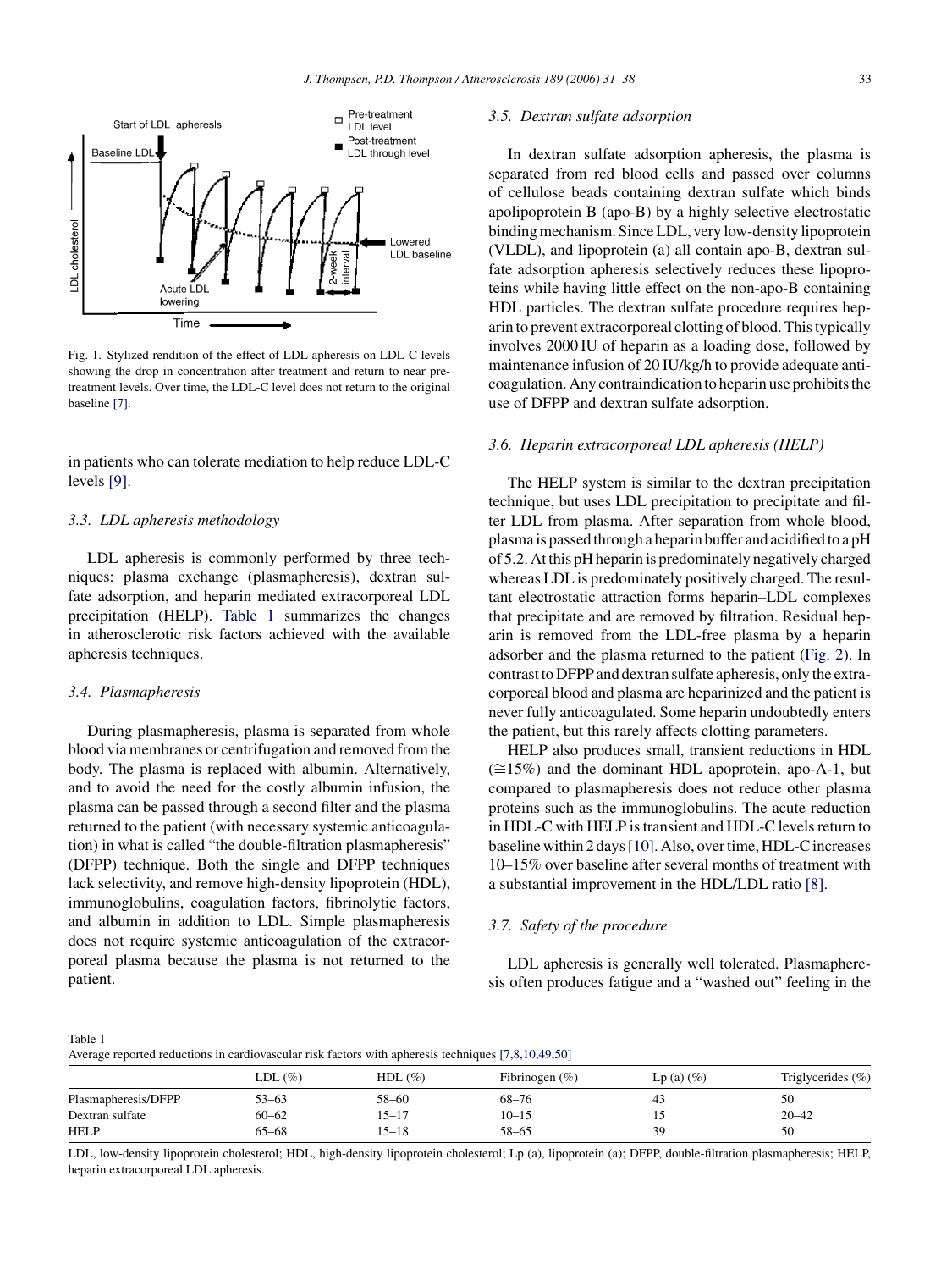Fig. 1. Stylized rendition of the effect of LDL apheresis on LDL-C levels showing the drop in concentration after treatment and return to near pre-treatment levels. Over time, the LDL-C level does not return to the original baseline [7].

in patients who can tolerate mediation to help reduce LDL-C levels [9].

### 3.3. LDL apheresis methodology

LDL apheresis is commonly performed by three techniques: plasma exchange (plasmapheresis), dextran sulfate adsorption, and heparin mediated extracorporeal LDL precipitation (HELP). Table 1 summarizes the changes in atherosclerotic risk factors achieved with the available apheresis techniques.

### 3.4. Plasmapheresis

During plasmapheresis, plasma is separated from whole blood via membranes or centrifugation and removed from the body. The plasma is replaced with albumin. Alternatively, and to avoid the need for the costly albumin infusion, the plasma can be passed through a second filter and the plasma returned to the patient (with necessary systemic anticoagulation) in what is called "the double-filtration plasmapheresis" (DFPP) technique. Both the single and DFPP techniques lack selectivity, and remove high-density lipoprotein (HDL), immunoglobulins, coagulation factors, fibrinolytic factors, and albumin in addition to LDL. Simple plasmapheresis does not require systemic anticoagulation of the extracorporeal plasma because the plasma is not returned to the patient.

### 3.5. Dextran sulfate adsorption

In dextran sulfate adsorption apheresis, the plasma is separated from red blood cells and passed over columns of cellulose beads containing dextran sulfate which binds apolipoprotein B (apo-B) by a highly selective electrostatic binding mechanism. Since LDL, very low-density lipoprotein (VLDL), and lipoprotein (a) all contain apo-B, dextran sulfate adsorption apheresis selectively reduces these lipoproteins while having little effect on the non-apo-B containing HDL particles. The dextran sulfate procedure requires heparin to prevent extracorporeal clotting of blood. This typically involves 2000 IU of heparin as a loading dose, followed by maintenance infusion of 20 IU/kg/h to provide adequate anticoagulation. Any contraindication to heparin use prohibits the use of DFPP and dextran sulfate adsorption.

### 3.6. Heparin extracorporeal LDL apheresis (HELP)

The HELP system is similar to the dextran precipitation technique, but uses LDL precipitation to precipitate and filter LDL from plasma. After separation from whole blood, plasma is passed through a heparin buffer and acidified to a pH of 5.2. At this pH heparin is predominately negatively charged whereas LDL is predominately positively charged. The resultant electrostatic attraction forms heparin–LDL complexes that precipitate and are removed by filtration. Residual heparin is removed from the LDL-free plasma by a heparin adsorber and the plasma returned to the patient (Fig. 2). In contrast to DFPP and dextran sulfate apheresis, only the extracorporeal blood and plasma are heparinized and the patient is never fully anticoagulated. Some heparin undoubtedly enters the patient, but this rarely affects clotting parameters.

HELP also produces small, transient reductions in HDL (≅15%) and the dominant HDL apoprotein, apo-A-1, but compared to plasmapheresis does not reduce other plasma proteins such as the immunoglobulins. The acute reduction in HDL-C with HELP is transient and HDL-C levels return to baseline within 2 days [10]. Also, over time, HDL-C increases 10–15% over baseline after several months of treatment with a substantial improvement in the HDL/LDL ratio [8].

### 3.7. Safety of the procedure

LDL apheresis is generally well tolerated. Plasmapheresis often produces fatigue and a "washed out" feeling in the

Table 1
Average reported reductions in cardiovascular risk factors with apheresis techniques [7,8,10,49,50]

| | LDL (%) | HDL (%) | Fibrinogen (%) | Lp (a) (%) | Triglycerides (%) |
|---|---|---|---|---|---|
| Plasmapheresis/DFPP | 53–63 | 58–60 | 68–76 | 43 | 50 |
| Dextran sulfate | 60–62 | 15–17 | 10–15 | 15 | 20–42 |
| HELP | 65–68 | 15–18 | 58–65 | 39 | 50 |

LDL, low-density lipoprotein cholesterol; HDL, high-density lipoprotein cholesterol; Lp (a), lipoprotein (a); DFPP, double-filtration plasmapheresis; HELP, heparin extracorporeal LDL apheresis.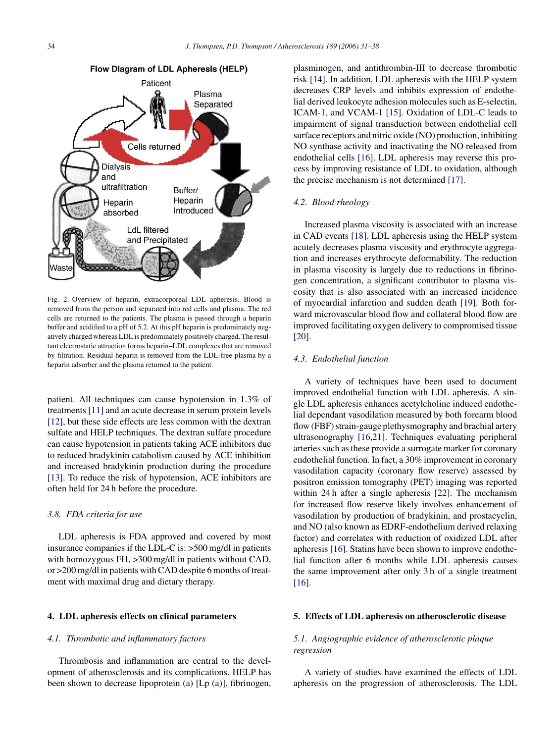**Flow Diagram of LDL Apheresis (HELP)**

Paticent

Plasma Separated

Cells returned

Dialysis and ultrafiltration

Heparin absorbed

Buffer/ Heparin Introduced

LdL filtered and Precipitated

Waste

Fig. 2. Overview of heparin, extracorporeal LDL apheresis. Blood is removed from the person and separated into red cells and plasma. The red cells are returned to the patients. The plasma is passed through a heparin buffer and acidified to a pH of 5.2. At this pH heparin is predominately negatively charged whereas LDL is predominately positively charged. The resultant electrostatic attraction forms heparin–LDL complexes that are removed by filtration. Residual heparin is removed from the LDL-free plasma by a heparin adsorber and the plasma returned to the patient.

patient. All techniques can cause hypotension in 1.3% of treatments [11] and an acute decrease in serum protein levels [12], but these side effects are less common with the dextran sulfate and HELP techniques. The dextran sulfate procedure can cause hypotension in patients taking ACE inhibitors due to reduced bradykinin catabolism caused by ACE inhibition and increased bradykinin production during the procedure [13]. To reduce the risk of hypotension, ACE inhibitors are often held for 24 h before the procedure.

### *3.8. FDA criteria for use*

LDL apheresis is FDA approved and covered by most insurance companies if the LDL-C is: >500 mg/dl in patients with homozygous FH, >300 mg/dl in patients without CAD, or >200 mg/dl in patients with CAD despite 6 months of treatment with maximal drug and dietary therapy.

## 4. LDL apheresis effects on clinical parameters

### *4.1. Thrombotic and inflammatory factors*

Thrombosis and inflammation are central to the development of atherosclerosis and its complications. HELP has been shown to decrease lipoprotein (a) [Lp (a)], fibrinogen, plasminogen, and antithrombin-III to decrease thrombotic risk [14]. In addition, LDL apheresis with the HELP system decreases CRP levels and inhibits expression of endothelial derived leukocyte adhesion molecules such as E-selectin, ICAM-1, and VCAM-1 [15]. Oxidation of LDL-C leads to impairment of signal transduction between endothelial cell surface receptors and nitric oxide (NO) production, inhibiting NO synthase activity and inactivating the NO released from endothelial cells [16]. LDL apheresis may reverse this process by improving resistance of LDL to oxidation, although the precise mechanism is not determined [17].

### *4.2. Blood rheology*

Increased plasma viscosity is associated with an increase in CAD events [18]. LDL apheresis using the HELP system acutely decreases plasma viscosity and erythrocyte aggregation and increases erythrocyte deformability. The reduction in plasma viscosity is largely due to reductions in fibrinogen concentration, a significant contributor to plasma viscosity that is also associated with an increased incidence of myocardial infarction and sudden death [19]. Both forward microvascular blood flow and collateral blood flow are improved facilitating oxygen delivery to compromised tissue [20].

### *4.3. Endothelial function*

A variety of techniques have been used to document improved endothelial function with LDL apheresis. A single LDL apheresis enhances acetylcholine induced endothelial dependant vasodilation measured by both forearm blood flow (FBF) strain-gauge plethysmography and brachial artery ultrasonography [16,21]. Techniques evaluating peripheral arteries such as these provide a surrogate marker for coronary endothelial function. In fact, a 30% improvement in coronary vasodilation capacity (coronary flow reserve) assessed by positron emission tomography (PET) imaging was reported within 24 h after a single apheresis [22]. The mechanism for increased flow reserve likely involves enhancement of vasodilation by production of bradykinin, and prostacyclin, and NO (also known as EDRF-endothelium derived relaxing factor) and correlates with reduction of oxidized LDL after apheresis [16]. Statins have been shown to improve endothelial function after 6 months while LDL apheresis causes the same improvement after only 3 h of a single treatment [16].

## 5. Effects of LDL apheresis on atherosclerotic disease

### *5.1. Angiographic evidence of atherosclerotic plaque regression*

A variety of studies have examined the effects of LDL apheresis on the progression of atherosclerosis. The LDL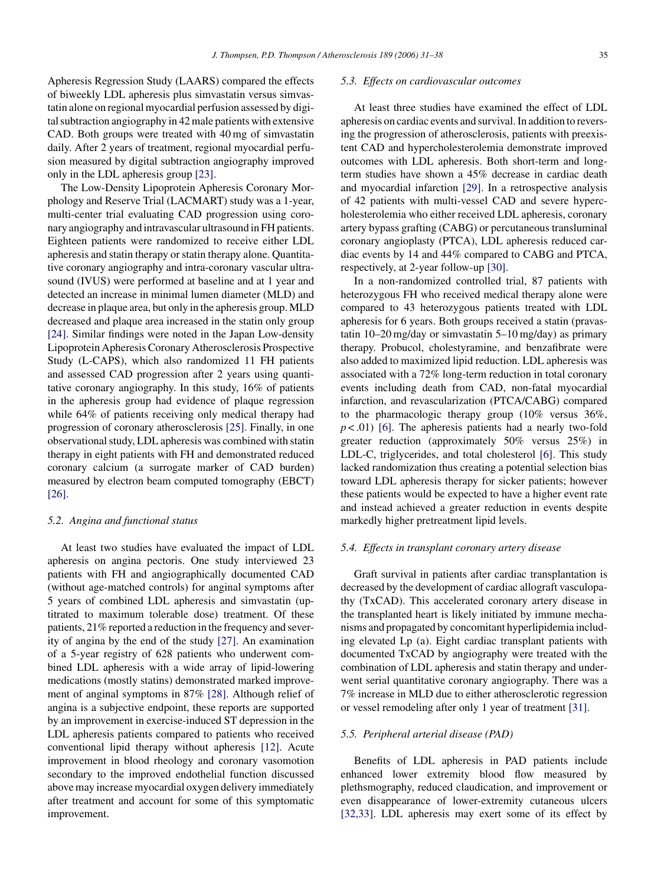Apheresis Regression Study (LAARS) compared the effects of biweekly LDL apheresis plus simvastatin versus simvastatin alone on regional myocardial perfusion assessed by digital subtraction angiography in 42 male patients with extensive CAD. Both groups were treated with 40 mg of simvastatin daily. After 2 years of treatment, regional myocardial perfusion measured by digital subtraction angiography improved only in the LDL apheresis group [23].

The Low-Density Lipoprotein Apheresis Coronary Morphology and Reserve Trial (LACMART) study was a 1-year, multi-center trial evaluating CAD progression using coronary angiography and intravascular ultrasound in FH patients. Eighteen patients were randomized to receive either LDL apheresis and statin therapy or statin therapy alone. Quantitative coronary angiography and intra-coronary vascular ultrasound (IVUS) were performed at baseline and at 1 year and detected an increase in minimal lumen diameter (MLD) and decrease in plaque area, but only in the apheresis group. MLD decreased and plaque area increased in the statin only group [24]. Similar findings were noted in the Japan Low-density Lipoprotein Apheresis Coronary Atherosclerosis Prospective Study (L-CAPS), which also randomized 11 FH patients and assessed CAD progression after 2 years using quantitative coronary angiography. In this study, 16% of patients in the apheresis group had evidence of plaque regression while 64% of patients receiving only medical therapy had progression of coronary atherosclerosis [25]. Finally, in one observational study, LDL apheresis was combined with statin therapy in eight patients with FH and demonstrated reduced coronary calcium (a surrogate marker of CAD burden) measured by electron beam computed tomography (EBCT) [26].

### 5.2. Angina and functional status

At least two studies have evaluated the impact of LDL apheresis on angina pectoris. One study interviewed 23 patients with FH and angiographically documented CAD (without age-matched controls) for anginal symptoms after 5 years of combined LDL apheresis and simvastatin (uptitrated to maximum tolerable dose) treatment. Of these patients, 21% reported a reduction in the frequency and severity of angina by the end of the study [27]. An examination of a 5-year registry of 628 patients who underwent combined LDL apheresis with a wide array of lipid-lowering medications (mostly statins) demonstrated marked improvement of anginal symptoms in 87% [28]. Although relief of angina is a subjective endpoint, these reports are supported by an improvement in exercise-induced ST depression in the LDL apheresis patients compared to patients who received conventional lipid therapy without apheresis [12]. Acute improvement in blood rheology and coronary vasomotion secondary to the improved endothelial function discussed above may increase myocardial oxygen delivery immediately after treatment and account for some of this symptomatic improvement.

### 5.3. Effects on cardiovascular outcomes

At least three studies have examined the effect of LDL apheresis on cardiac events and survival. In addition to reversing the progression of atherosclerosis, patients with preexistent CAD and hypercholesterolemia demonstrate improved outcomes with LDL apheresis. Both short-term and long-term studies have shown a 45% decrease in cardiac death and myocardial infarction [29]. In a retrospective analysis of 42 patients with multi-vessel CAD and severe hypercholesterolemia who either received LDL apheresis, coronary artery bypass grafting (CABG) or percutaneous transluminal coronary angioplasty (PTCA), LDL apheresis reduced cardiac events by 14 and 44% compared to CABG and PTCA, respectively, at 2-year follow-up [30].

In a non-randomized controlled trial, 87 patients with heterozygous FH who received medical therapy alone were compared to 43 heterozygous patients treated with LDL apheresis for 6 years. Both groups received a statin (pravastatin 10–20 mg/day or simvastatin 5–10 mg/day) as primary therapy. Probucol, cholestyramine, and benzafibrate were also added to maximized lipid reduction. LDL apheresis was associated with a 72% long-term reduction in total coronary events including death from CAD, non-fatal myocardial infarction, and revascularization (PTCA/CABG) compared to the pharmacologic therapy group (10% versus 36%, $p < .01$) [6]. The apheresis patients had a nearly two-fold greater reduction (approximately 50% versus 25%) in LDL-C, triglycerides, and total cholesterol [6]. This study lacked randomization thus creating a potential selection bias toward LDL apheresis therapy for sicker patients; however these patients would be expected to have a higher event rate and instead achieved a greater reduction in events despite markedly higher pretreatment lipid levels.

### 5.4. Effects in transplant coronary artery disease

Graft survival in patients after cardiac transplantation is decreased by the development of cardiac allograft vasculopathy (TxCAD). This accelerated coronary artery disease in the transplanted heart is likely initiated by immune mechanisms and propagated by concomitant hyperlipidemia including elevated Lp (a). Eight cardiac transplant patients with documented TxCAD by angiography were treated with the combination of LDL apheresis and statin therapy and underwent serial quantitative coronary angiography. There was a 7% increase in MLD due to either atherosclerotic regression or vessel remodeling after only 1 year of treatment [31].

### 5.5. Peripheral arterial disease (PAD)

Benefits of LDL apheresis in PAD patients include enhanced lower extremity blood flow measured by plethsmography, reduced claudication, and improvement or even disappearance of lower-extremity cutaneous ulcers [32,33]. LDL apheresis may exert some of its effect by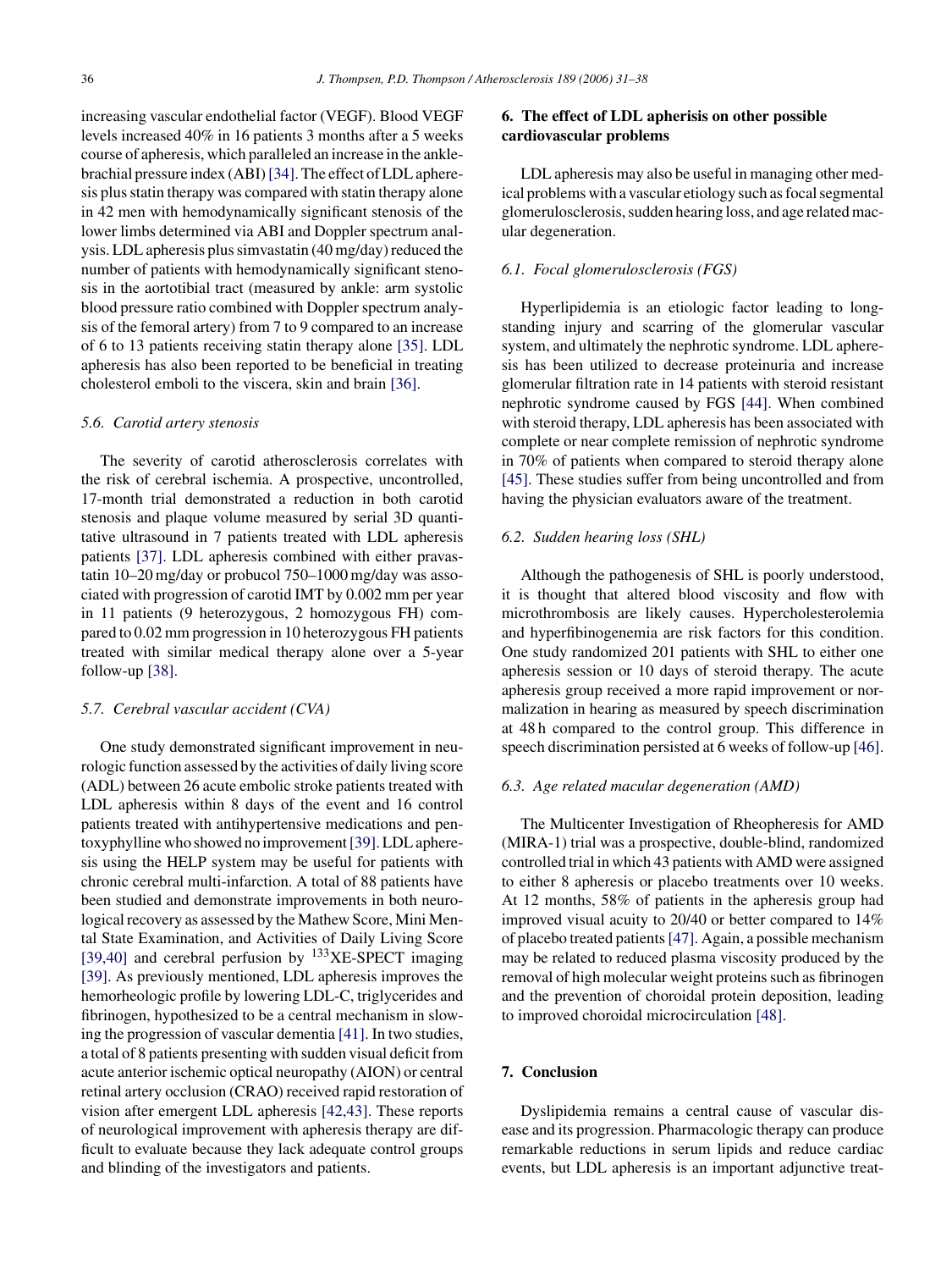increasing vascular endothelial factor (VEGF). Blood VEGF levels increased 40% in 16 patients 3 months after a 5 weeks course of apheresis, which paralleled an increase in the ankle-brachial pressure index (ABI) [34]. The effect of LDL apheresis plus statin therapy was compared with statin therapy alone in 42 men with hemodynamically significant stenosis of the lower limbs determined via ABI and Doppler spectrum analysis. LDL apheresis plus simvastatin (40 mg/day) reduced the number of patients with hemodynamically significant stenosis in the aortotibial tract (measured by ankle: arm systolic blood pressure ratio combined with Doppler spectrum analysis of the femoral artery) from 7 to 9 compared to an increase of 6 to 13 patients receiving statin therapy alone [35]. LDL apheresis has also been reported to be beneficial in treating cholesterol emboli to the viscera, skin and brain [36].

### *5.6. Carotid artery stenosis*

The severity of carotid atherosclerosis correlates with the risk of cerebral ischemia. A prospective, uncontrolled, 17-month trial demonstrated a reduction in both carotid stenosis and plaque volume measured by serial 3D quantitative ultrasound in 7 patients treated with LDL apheresis patients [37]. LDL apheresis combined with either pravastatin 10–20 mg/day or probucol 750–1000 mg/day was associated with progression of carotid IMT by 0.002 mm per year in 11 patients (9 heterozygous, 2 homozygous FH) compared to 0.02 mm progression in 10 heterozygous FH patients treated with similar medical therapy alone over a 5-year follow-up [38].

### *5.7. Cerebral vascular accident (CVA)*

One study demonstrated significant improvement in neurologic function assessed by the activities of daily living score (ADL) between 26 acute embolic stroke patients treated with LDL apheresis within 8 days of the event and 16 control patients treated with antihypertensive medications and pentoxyphylline who showed no improvement [39]. LDL apheresis using the HELP system may be useful for patients with chronic cerebral multi-infarction. A total of 88 patients have been studied and demonstrate improvements in both neurological recovery as assessed by the Mathew Score, Mini Mental State Examination, and Activities of Daily Living Score [39,40] and cerebral perfusion by $^{133}$XE-SPECT imaging [39]. As previously mentioned, LDL apheresis improves the hemorheologic profile by lowering LDL-C, triglycerides and fibrinogen, hypothesized to be a central mechanism in slowing the progression of vascular dementia [41]. In two studies, a total of 8 patients presenting with sudden visual deficit from acute anterior ischemic optical neuropathy (AION) or central retinal artery occlusion (CRAO) received rapid restoration of vision after emergent LDL apheresis [42,43]. These reports of neurological improvement with apheresis therapy are difficult to evaluate because they lack adequate control groups and blinding of the investigators and patients.

## 6. The effect of LDL apherisis on other possible cardiovascular problems

LDL apheresis may also be useful in managing other medical problems with a vascular etiology such as focal segmental glomerulosclerosis, sudden hearing loss, and age related macular degeneration.

### *6.1. Focal glomerulosclerosis (FGS)*

Hyperlipidemia is an etiologic factor leading to longstanding injury and scarring of the glomerular vascular system, and ultimately the nephrotic syndrome. LDL apheresis has been utilized to decrease proteinuria and increase glomerular filtration rate in 14 patients with steroid resistant nephrotic syndrome caused by FGS [44]. When combined with steroid therapy, LDL apheresis has been associated with complete or near complete remission of nephrotic syndrome in 70% of patients when compared to steroid therapy alone [45]. These studies suffer from being uncontrolled and from having the physician evaluators aware of the treatment.

### *6.2. Sudden hearing loss (SHL)*

Although the pathogenesis of SHL is poorly understood, it is thought that altered blood viscosity and flow with microthrombosis are likely causes. Hypercholesterolemia and hyperfibrinogenemia are risk factors for this condition. One study randomized 201 patients with SHL to either one apheresis session or 10 days of steroid therapy. The acute apheresis group received a more rapid improvement or normalization in hearing as measured by speech discrimination at 48 h compared to the control group. This difference in speech discrimination persisted at 6 weeks of follow-up [46].

### *6.3. Age related macular degeneration (AMD)*

The Multicenter Investigation of Rheopheresis for AMD (MIRA-1) trial was a prospective, double-blind, randomized controlled trial in which 43 patients with AMD were assigned to either 8 apheresis or placebo treatments over 10 weeks. At 12 months, 58% of patients in the apheresis group had improved visual acuity to 20/40 or better compared to 14% of placebo treated patients [47]. Again, a possible mechanism may be related to reduced plasma viscosity produced by the removal of high molecular weight proteins such as fibrinogen and the prevention of choroidal protein deposition, leading to improved choroidal microcirculation [48].

## 7. Conclusion

Dyslipidemia remains a central cause of vascular disease and its progression. Pharmacologic therapy can produce remarkable reductions in serum lipids and reduce cardiac events, but LDL apheresis is an important adjunctive treat-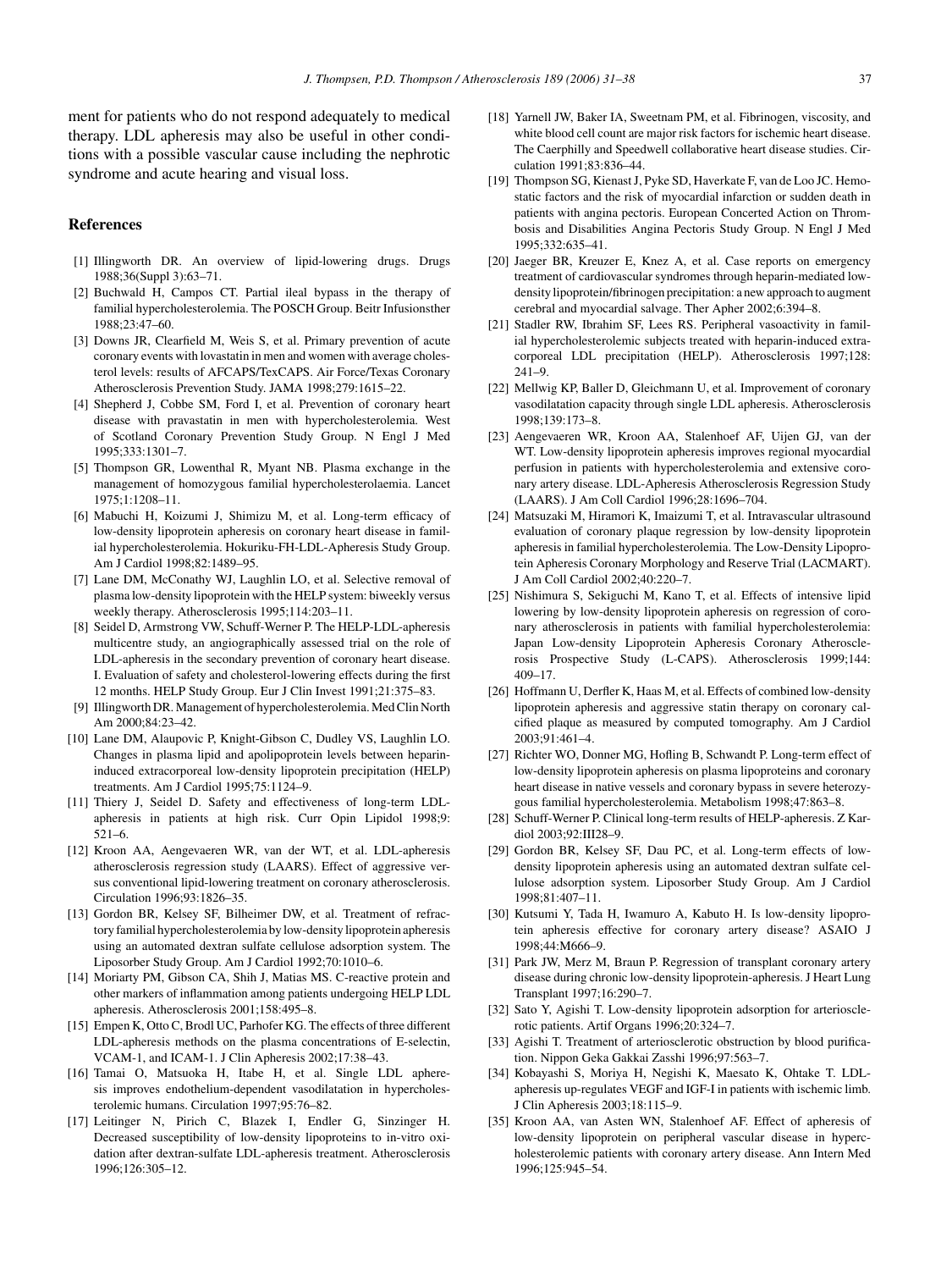ment for patients who do not respond adequately to medical therapy. LDL apheresis may also be useful in other conditions with a possible vascular cause including the nephrotic syndrome and acute hearing and visual loss.

## References

[1] Illingworth DR. An overview of lipid-lowering drugs. Drugs 1988;36(Suppl 3):63–71.

[2] Buchwald H, Campos CT. Partial ileal bypass in the therapy of familial hypercholesterolemia. The POSCH Group. Beitr Infusionsther 1988;23:47–60.

[3] Downs JR, Clearfield M, Weis S, et al. Primary prevention of acute coronary events with lovastatin in men and women with average cholesterol levels: results of AFCAPS/TexCAPS. Air Force/Texas Coronary Atherosclerosis Prevention Study. JAMA 1998;279:1615–22.

[4] Shepherd J, Cobbe SM, Ford I, et al. Prevention of coronary heart disease with pravastatin in men with hypercholesterolemia. West of Scotland Coronary Prevention Study Group. N Engl J Med 1995;333:1301–7.

[5] Thompson GR, Lowenthal R, Myant NB. Plasma exchange in the management of homozygous familial hypercholesterolaemia. Lancet 1975;1:1208–11.

[6] Mabuchi H, Koizumi J, Shimizu M, et al. Long-term efficacy of low-density lipoprotein apheresis on coronary heart disease in familial hypercholesterolemia. Hokuriku-FH-LDL-Apheresis Study Group. Am J Cardiol 1998;82:1489–95.

[7] Lane DM, McConathy WJ, Laughlin LO, et al. Selective removal of plasma low-density lipoprotein with the HELP system: biweekly versus weekly therapy. Atherosclerosis 1995;114:203–11.

[8] Seidel D, Armstrong VW, Schuff-Werner P. The HELP-LDL-apheresis multicentre study, an angiographically assessed trial on the role of LDL-apheresis in the secondary prevention of coronary heart disease. I. Evaluation of safety and cholesterol-lowering effects during the first 12 months. HELP Study Group. Eur J Clin Invest 1991;21:375–83.

[9] Illingworth DR. Management of hypercholesterolemia. Med Clin North Am 2000;84:23–42.

[10] Lane DM, Alaupovic P, Knight-Gibson C, Dudley VS, Laughlin LO. Changes in plasma lipid and apolipoprotein levels between heparin-induced extracorporeal low-density lipoprotein precipitation (HELP) treatments. Am J Cardiol 1995;75:1124–9.

[11] Thiery J, Seidel D. Safety and effectiveness of long-term LDL-apheresis in patients at high risk. Curr Opin Lipidol 1998;9:521–6.

[12] Kroon AA, Aengevaeren WR, van der WT, et al. LDL-apheresis atherosclerosis regression study (LAARS). Effect of aggressive versus conventional lipid-lowering treatment on coronary atherosclerosis. Circulation 1996;93:1826–35.

[13] Gordon BR, Kelsey SF, Bilheimer DW, et al. Treatment of refractory familial hypercholesterolemia by low-density lipoprotein apheresis using an automated dextran sulfate cellulose adsorption system. The Liposorber Study Group. Am J Cardiol 1992;70:1010–6.

[14] Moriarty PM, Gibson CA, Shih J, Matias MS. C-reactive protein and other markers of inflammation among patients undergoing HELP LDL apheresis. Atherosclerosis 2001;158:495–8.

[15] Empen K, Otto C, Brodl UC, Parhofer KG. The effects of three different LDL-apheresis methods on the plasma concentrations of E-selectin, VCAM-1, and ICAM-1. J Clin Apheresis 2002;17:38–43.

[16] Tamai O, Matsuoka H, Itabe H, et al. Single LDL apheresis improves endothelium-dependent vasodilatation in hypercholesterolemic humans. Circulation 1997;95:76–82.

[17] Leitinger N, Pirich C, Blazek I, Endler G, Sinzinger H. Decreased susceptibility of low-density lipoproteins to in-vitro oxidation after dextran-sulfate LDL-apheresis treatment. Atherosclerosis 1996;126:305–12.

[18] Yarnell JW, Baker IA, Sweetnam PM, et al. Fibrinogen, viscosity, and white blood cell count are major risk factors for ischemic heart disease. The Caerphilly and Speedwell collaborative heart disease studies. Circulation 1991;83:836–44.

[19] Thompson SG, Kienast J, Pyke SD, Haverkate F, van de Loo JC. Hemostatic factors and the risk of myocardial infarction or sudden death in patients with angina pectoris. European Concerted Action on Thrombosis and Disabilities Angina Pectoris Study Group. N Engl J Med 1995;332:635–41.

[20] Jaeger BR, Kreuzer E, Knez A, et al. Case reports on emergency treatment of cardiovascular syndromes through heparin-mediated low-density lipoprotein/fibrinogen precipitation: a new approach to augment cerebral and myocardial salvage. Ther Apher 2002;6:394–8.

[21] Stadler RW, Ibrahim SF, Lees RS. Peripheral vasoactivity in familial hypercholesterolemic subjects treated with heparin-induced extracorporeal LDL precipitation (HELP). Atherosclerosis 1997;128:241–9.

[22] Mellwig KP, Baller D, Gleichmann U, et al. Improvement of coronary vasodilatation capacity through single LDL apheresis. Atherosclerosis 1998;139:173–8.

[23] Aengevaeren WR, Kroon AA, Stalenhoef AF, Uijen GJ, van der WT. Low-density lipoprotein apheresis improves regional myocardial perfusion in patients with hypercholesterolemia and extensive coronary artery disease. LDL-Apheresis Atherosclerosis Regression Study (LAARS). J Am Coll Cardiol 1996;28:1696–704.

[24] Matsuzaki M, Hiramori K, Imaizumi T, et al. Intravascular ultrasound evaluation of coronary plaque regression by low-density lipoprotein apheresis in familial hypercholesterolemia. The Low-Density Lipoprotein Apheresis Coronary Morphology and Reserve Trial (LACMART). J Am Coll Cardiol 2002;40:220–7.

[25] Nishimura S, Sekiguchi M, Kano T, et al. Effects of intensive lipid lowering by low-density lipoprotein apheresis on regression of coronary atherosclerosis in patients with familial hypercholesterolemia: Japan Low-density Lipoprotein Apheresis Coronary Atherosclerosis Prospective Study (L-CAPS). Atherosclerosis 1999;144:409–17.

[26] Hoffmann U, Derfler K, Haas M, et al. Effects of combined low-density lipoprotein apheresis and aggressive statin therapy on coronary calcified plaque as measured by computed tomography. Am J Cardiol 2003;91:461–4.

[27] Richter WO, Donner MG, Hofling B, Schwandt P. Long-term effect of low-density lipoprotein apheresis on plasma lipoproteins and coronary heart disease in native vessels and coronary bypass in severe heterozygous familial hypercholesterolemia. Metabolism 1998;47:863–8.

[28] Schuff-Werner P. Clinical long-term results of HELP-apheresis. Z Kardiol 2003;92:III28–9.

[29] Gordon BR, Kelsey SF, Dau PC, et al. Long-term effects of low-density lipoprotein apheresis using an automated dextran sulfate cellulose adsorption system. Liposorber Study Group. Am J Cardiol 1998;81:407–11.

[30] Kutsumi Y, Tada H, Iwamuro A, Kabuto H. Is low-density lipoprotein apheresis effective for coronary artery disease? ASAIO J 1998;44:M666–9.

[31] Park JW, Merz M, Braun P. Regression of transplant coronary artery disease during chronic low-density lipoprotein-apheresis. J Heart Lung Transplant 1997;16:290–7.

[32] Sato Y, Agishi T. Low-density lipoprotein adsorption for arteriosclerotic patients. Artif Organs 1996;20:324–7.

[33] Agishi T. Treatment of arteriosclerotic obstruction by blood purification. Nippon Geka Gakkai Zasshi 1996;97:563–7.

[34] Kobayashi S, Moriya H, Negishi K, Maesato K, Ohtake T. LDL-apheresis up-regulates VEGF and IGF-I in patients with ischemic limb. J Clin Apheresis 2003;18:115–9.

[35] Kroon AA, van Asten WN, Stalenhoef AF. Effect of apheresis of low-density lipoprotein on peripheral vascular disease in hypercholesterolemic patients with coronary artery disease. Ann Intern Med 1996;125:945–54.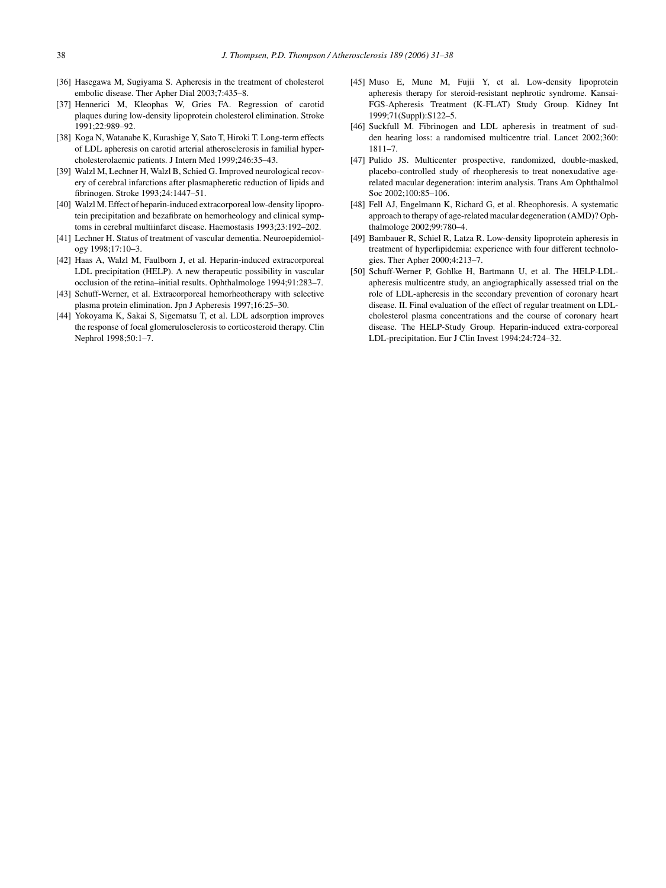[36] Hasegawa M, Sugiyama S. Apheresis in the treatment of cholesterol embolic disease. Ther Apher Dial 2003;7:435–8.

[37] Hennerici M, Kleophas W, Gries FA. Regression of carotid plaques during low-density lipoprotein cholesterol elimination. Stroke 1991;22:989–92.

[38] Koga N, Watanabe K, Kurashige Y, Sato T, Hiroki T. Long-term effects of LDL apheresis on carotid arterial atherosclerosis in familial hypercholesterolaemic patients. J Intern Med 1999;246:35–43.

[39] Walzl M, Lechner H, Walzl B, Schied G. Improved neurological recovery of cerebral infarctions after plasmapheretic reduction of lipids and fibrinogen. Stroke 1993;24:1447–51.

[40] Walzl M. Effect of heparin-induced extracorporeal low-density lipoprotein precipitation and bezafibrate on hemorheology and clinical symptoms in cerebral multiinfarct disease. Haemostasis 1993;23:192–202.

[41] Lechner H. Status of treatment of vascular dementia. Neuroepidemiology 1998;17:10–3.

[42] Haas A, Walzl M, Faulborn J, et al. Heparin-induced extracorporeal LDL precipitation (HELP). A new therapeutic possibility in vascular occlusion of the retina–initial results. Ophthalmologe 1994;91:283–7.

[43] Schuff-Werner, et al. Extracorporeal hemorheotherapy with selective plasma protein elimination. Jpn J Apheresis 1997;16:25–30.

[44] Yokoyama K, Sakai S, Sigematsu T, et al. LDL adsorption improves the response of focal glomerulosclerosis to corticosteroid therapy. Clin Nephrol 1998;50:1–7.

[45] Muso E, Mune M, Fujii Y, et al. Low-density lipoprotein apheresis therapy for steroid-resistant nephrotic syndrome. Kansai-FGS-Apheresis Treatment (K-FLAT) Study Group. Kidney Int 1999;71(Suppl):S122–5.

[46] Suckfull M. Fibrinogen and LDL apheresis in treatment of sudden hearing loss: a randomised multicentre trial. Lancet 2002;360: 1811–7.

[47] Pulido JS. Multicenter prospective, randomized, double-masked, placebo-controlled study of rheopheresis to treat nonexudative age-related macular degeneration: interim analysis. Trans Am Ophthalmol Soc 2002;100:85–106.

[48] Fell AJ, Engelmann K, Richard G, et al. Rheophoresis. A systematic approach to therapy of age-related macular degeneration (AMD)? Ophthalmologe 2002;99:780–4.

[49] Bambauer R, Schiel R, Latza R. Low-density lipoprotein apheresis in treatment of hyperlipidemia: experience with four different technologies. Ther Apher 2000;4:213–7.

[50] Schuff-Werner P, Gohlke H, Bartmann U, et al. The HELP-LDL-apheresis multicentre study, an angiographically assessed trial on the role of LDL-apheresis in the secondary prevention of coronary heart disease. II. Final evaluation of the effect of regular treatment on LDL-cholesterol plasma concentrations and the course of coronary heart disease. The HELP-Study Group. Heparin-induced extra-corporeal LDL-precipitation. Eur J Clin Invest 1994;24:724–32.